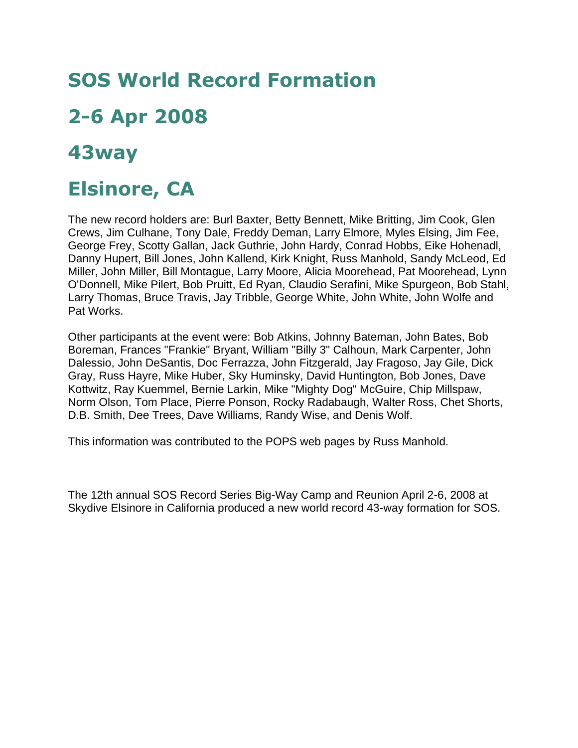# SOS World Record Formation

# 2-6 Apr 2008

# 43way

# Elsinore, CA

The new record holders are: Burl Baxter, Betty Bennett, Mike Britting, Jim Cook, Glen Crews, Jim Culhane, Tony Dale, Freddy Deman, Larry Elmore, Myles Elsing, Jim Fee, George Frey, Scotty Gallan, Jack Guthrie, John Hardy, Conrad Hobbs, Eike Hohenadl, Danny Hupert, Bill Jones, John Kallend, Kirk Knight, Russ Manhold, Sandy McLeod, Ed Miller, John Miller, Bill Montague, Larry Moore, Alicia Moorehead, Pat Moorehead, Lynn O'Donnell, Mike Pilert, Bob Pruitt, Ed Ryan, Claudio Serafini, Mike Spurgeon, Bob Stahl, Larry Thomas, Bruce Travis, Jay Tribble, George White, John White, John Wolfe and Pat Works.

Other participants at the event were: Bob Atkins, Johnny Bateman, John Bates, Bob Boreman, Frances "Frankie" Bryant, William "Billy 3" Calhoun, Mark Carpenter, John Dalessio, John DeSantis, Doc Ferrazza, John Fitzgerald, Jay Fragoso, Jay Gile, Dick Gray, Russ Hayre, Mike Huber, Sky Huminsky, David Huntington, Bob Jones, Dave Kottwitz, Ray Kuemmel, Bernie Larkin, Mike "Mighty Dog" McGuire, Chip Millspaw, Norm Olson, Tom Place, Pierre Ponson, Rocky Radabaugh, Walter Ross, Chet Shorts, D.B. Smith, Dee Trees, Dave Williams, Randy Wise, and Denis Wolf.

This information was contributed to the POPS web pages by Russ Manhold.

The 12th annual SOS Record Series Big-Way Camp and Reunion April 2-6, 2008 at Skydive Elsinore in California produced a new world record 43-way formation for SOS.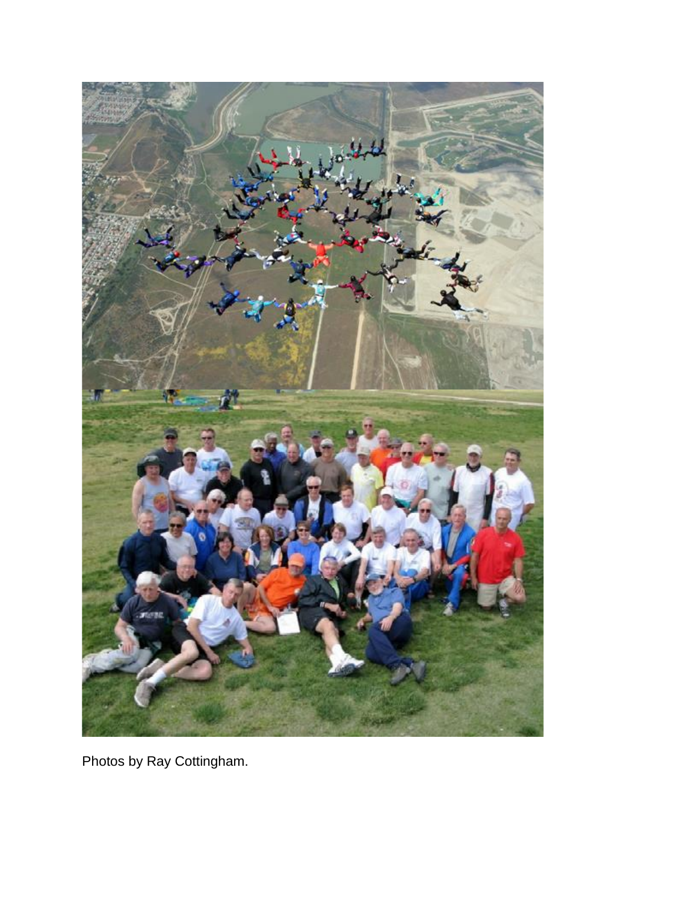Photos by Ray Cottingham.